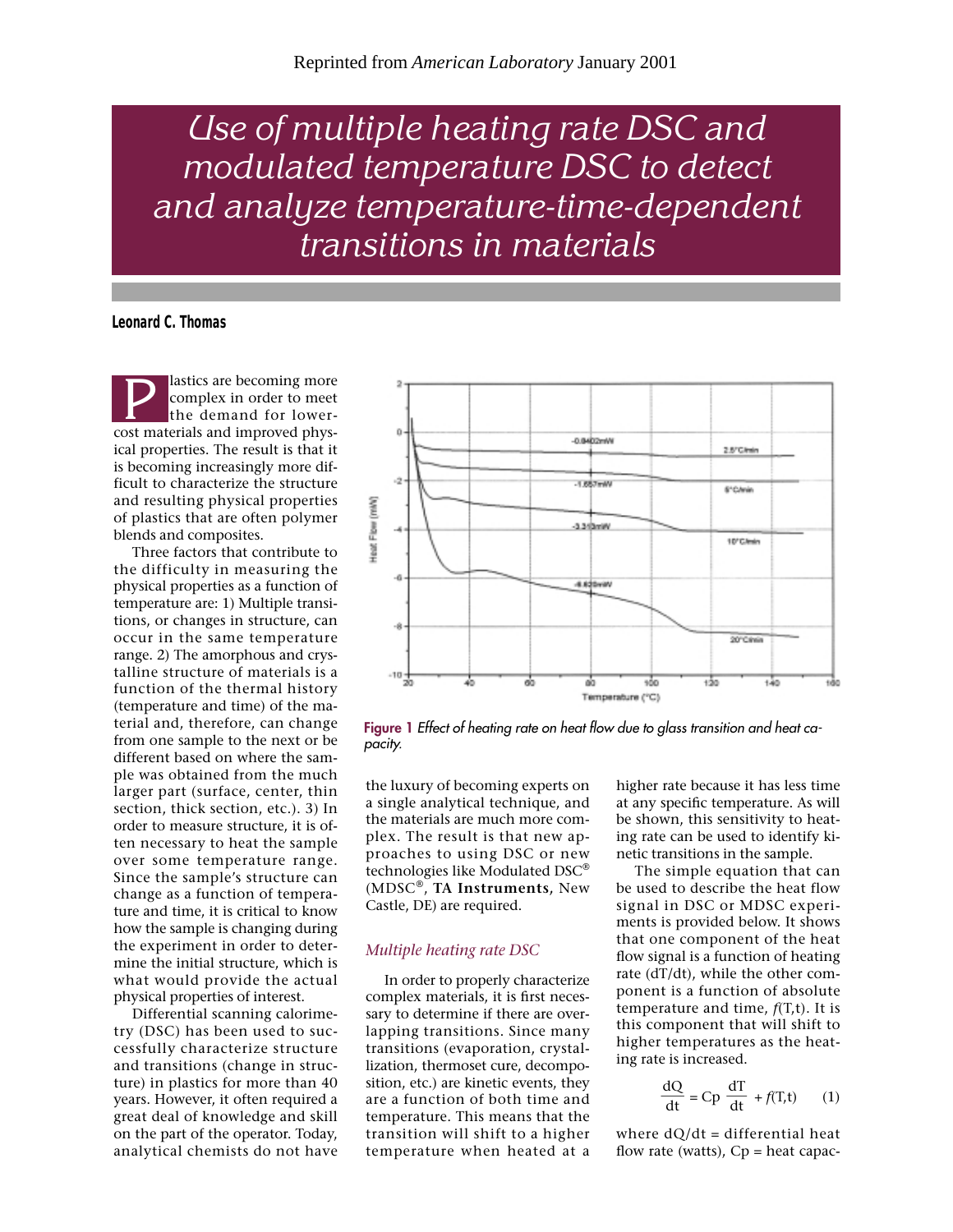Reprinted from *American Laboratory* January 2001

# Use of multiple heating rate DSC and modulated temperature DSC to detect and analyze temperature-time-dependent transitions in materials

**Leonard C. Thomas**

Plastics are becoming more complex in order to meet the demand for lower-cost materials and improved physical properties. The result is that it is becoming increasingly more difficult to characterize the structure and resulting physical properties of plastics that are often polymer blends and composites.

Three factors that contribute to the difficulty in measuring the physical properties as a function of temperature are: 1) Multiple transitions, or changes in structure, can occur in the same temperature range. 2) The amorphous and crystalline structure of materials is a function of the thermal history (temperature and time) of the material and, therefore, can change from one sample to the next or be different based on where the sample was obtained from the much larger part (surface, center, thin section, thick section, etc.). 3) In order to measure structure, it is often necessary to heat the sample over some temperature range. Since the sample's structure can change as a function of temperature and time, it is critical to know how the sample is changing during the experiment in order to determine the initial structure, which is what would provide the actual physical properties of interest.

Differential scanning calorimetry (DSC) has been used to successfully characterize structure and transitions (change in structure) in plastics for more than 40 years. However, it often required a great deal of knowledge and skill on the part of the operator. Today, analytical chemists do not have the luxury of becoming experts on a single analytical technique, and the materials are much more complex. The result is that new approaches to using DSC or new technologies like Modulated DSC® (MDSC®, **TA Instruments**, New Castle, DE) are required.

**Figure 1** *Effect of heating rate on heat flow due to glass transition and heat capacity.*

## *Multiple heating rate DSC*

In order to properly characterize complex materials, it is first necessary to determine if there are overlapping transitions. Since many transitions (evaporation, crystallization, thermoset cure, decomposition, etc.) are kinetic events, they are a function of both time and temperature. This means that the transition will shift to a higher temperature when heated at a higher rate because it has less time at any specific temperature. As will be shown, this sensitivity to heating rate can be used to identify kinetic transitions in the sample.

The simple equation that can be used to describe the heat flow signal in DSC and MDSC experiments is provided below. It shows that one component of the heat flow signal is a function of heating rate (dT/dt), while the other component is a function of absolute temperature and time, $f(T,t)$. It is this component that will shift to higher temperatures as the heating rate is increased.

$$\frac{dQ}{dt} = Cp\,\frac{dT}{dt} + f(T,t) \qquad (1)$$

where dQ/dt = differential heat flow rate (watts), Cp = heat capac-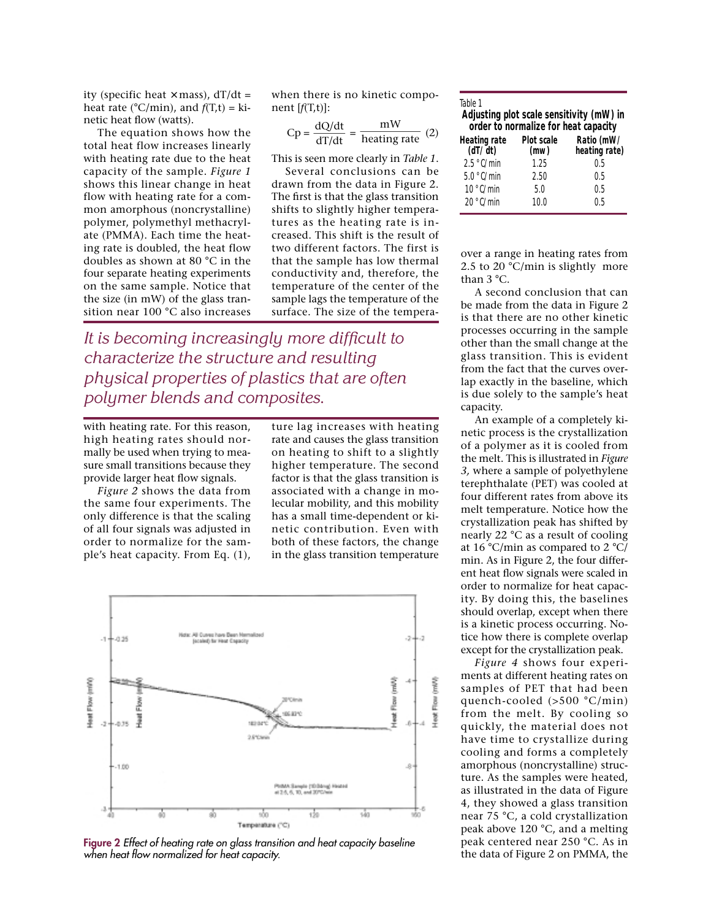ity (specific heat × mass), dT/dt = heat rate (°C/min), and $f$(T,t) = kinetic heat flow (watts).

The equation shows how the total heat flow increases linearly with heating rate due to the heat capacity of the sample. *Figure 1* shows this linear change in heat flow with heating rate for a common amorphous (noncrystalline) polymer, polymethyl methacrylate (PMMA). Each time the heating rate is doubled, the heat flow doubles as shown at 80 °C in the four separate heating experiments on the same sample. Notice that the size (in mW) of the glass transition near 100 °C also increases with heating rate. For this reason, high heating rates should normally be used when trying to measure small transitions because they provide larger heat flow signals.

*Figure 2* shows the data from the same four experiments. The only difference is that the scaling of all four signals was adjusted in order to normalize for the sample's heat capacity. From Eq. (1), when there is no kinetic component [$f$(T,t)]:

$$Cp = \frac{dQ/dt}{dT/dt} = \frac{mW}{\text{heating rate}} \quad (2)$$

This is seen more clearly in *Table 1*.

Several conclusions can be drawn from the data in Figure 2. The first is that the glass transition shifts to slightly higher temperatures as the heating rate is increased. This shift is the result of two different factors. The first is that the sample has low thermal conductivity and, therefore, the temperature of the center of the sample lags the temperature of the surface. The size of the temperature lag increases with heating rate and causes the glass transition on heating to shift to a slightly higher temperature. The second factor is that the glass transition is associated with a change in molecular mobility, and this mobility has a small time-dependent or kinetic contribution. Even with both of these factors, the change in the glass transition temperature over a range in heating rates from 2.5 to 20 °C/min is slightly more than 3 °C.

*It is becoming increasingly more difficult to characterize the structure and resulting physical properties of plastics that are often polymer blends and composites.*

Figure 2 *Effect of heating rate on glass transition and heat capacity baseline when heat flow normalized for heat capacity.*

Table 1
**Adjusting plot scale sensitivity (mW) in order to normalize for heat capacity**

| Heating rate (dT/dt) | Plot scale (mw) | Ratio (mW/heating rate) |
|---|---|---|
| 2.5 °C/min | 1.25 | 0.5 |
| 5.0 °C/min | 2.50 | 0.5 |
| 10 °C/min | 5.0 | 0.5 |
| 20 °C/min | 10.0 | 0.5 |

A second conclusion that can be made from the data in Figure 2 is that there are no other kinetic processes occurring in the sample other than the small change at the glass transition. This is evident from the fact that the curves overlap exactly in the baseline, which is due solely to the sample's heat capacity.

An example of a completely kinetic process is the crystallization of a polymer as it is cooled from the melt. This is illustrated in *Figure 3,* where a sample of polyethylene terephthalate (PET) was cooled at four different rates from above its melt temperature. Notice how the crystallization peak has shifted by nearly 22 °C as a result of cooling at 16 °C/min as compared to 2 °C/min. As in Figure 2, the four different heat flow signals were scaled in order to normalize for heat capacity. By doing this, the baselines should overlap, except when there is a kinetic process occurring. Notice how there is complete overlap except for the crystallization peak.

*Figure 4* shows four experiments at different heating rates on samples of PET that had been quench-cooled (>500 °C/min) from the melt. By cooling so quickly, the material does not have time to crystallize during cooling and forms a completely amorphous (noncrystalline) structure. As the samples were heated, as illustrated in the data of Figure 4, they showed a glass transition near 75 °C, a cold crystallization peak above 120 °C, and a melting peak centered near 250 °C. As in the data of Figure 2 on PMMA, the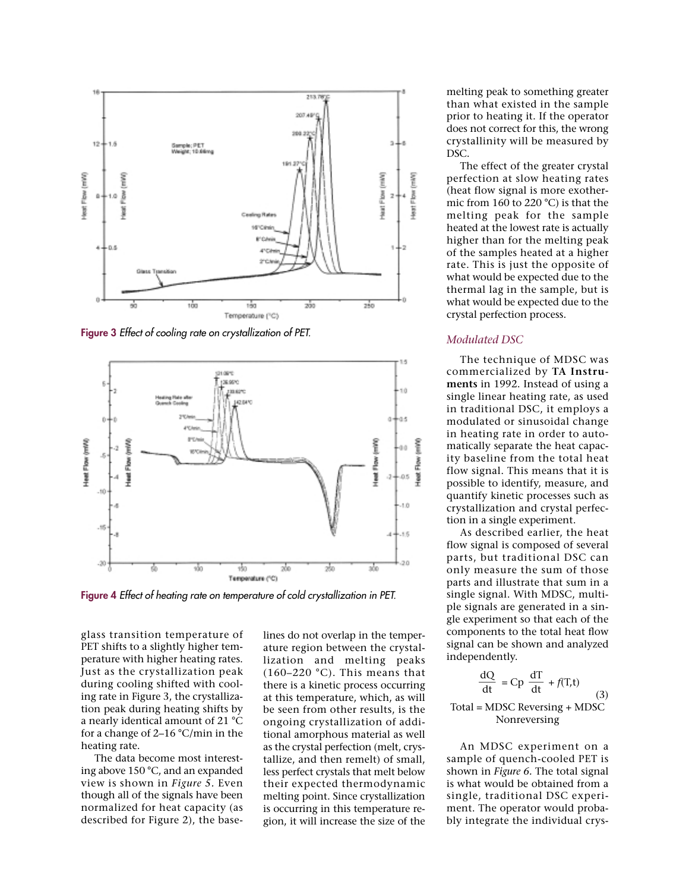Figure 3 *Effect of cooling rate on crystallization of PET.*

Figure 4 *Effect of heating rate on temperature of cold crystallization in PET.*

glass transition temperature of PET shifts to a slightly higher temperature with higher heating rates. Just as the crystallization peak during cooling shifted with cooling rate in Figure 3, the crystallization peak during heating shifts by a nearly identical amount of 21 °C for a change of 2–16 °C/min in the heating rate.

The data become most interesting above 150 °C, and an expanded view is shown in *Figure 5*. Even though all of the signals have been normalized for heat capacity (as described for Figure 2), the baselines do not overlap in the temperature region between the crystallization and melting peaks (160–220 °C). This means that there is a kinetic process occurring at this temperature, which, as will be seen from other results, is the ongoing crystallization of additional amorphous material as well as the crystal perfection (melt, crystallize, and then remelt) of small, less perfect crystals that melt below their expected thermodynamic melting point. Since crystallization is occurring in this temperature region, it will increase the size of the melting peak to something greater than what existed in the sample prior to heating it. If the operator does not correct for this, the wrong crystallinity will be measured by DSC.

The effect of the greater crystal perfection at slow heating rates (heat flow signal is more exothermic from 160 to 220 °C) is that the melting peak for the sample heated at the lowest rate is actually higher than for the melting peak of the samples heated at a higher rate. This is just the opposite of what would be expected due to the thermal lag in the sample, but is what would be expected due to the crystal perfection process.

## *Modulated DSC*

The technique of MDSC was commercialized by **TA Instruments** in 1992. Instead of using a single linear heating rate, as used in traditional DSC, it employs a modulated or sinusoidal change in heating rate in order to automatically separate the heat capacity baseline from the total heat flow signal. This means that it is possible to identify, measure, and quantify kinetic processes such as crystallization and crystal perfection in a single experiment.

As described earlier, the heat flow signal is composed of several parts, but traditional DSC can only measure the sum of those parts and illustrate that sum in a single signal. With MDSC, multiple signals are generated in a single experiment so that each of the components to the total heat flow signal can be shown and analyzed independently.

$$\frac{dQ}{dt} = Cp\,\frac{dT}{dt} + f(T,t) \tag{3}$$

Total = MDSC Reversing + MDSC Nonreversing

An MDSC experiment on a sample of quench-cooled PET is shown in *Figure 6*. The total signal is what would be obtained from a single, traditional DSC experiment. The operator would probably integrate the individual crys-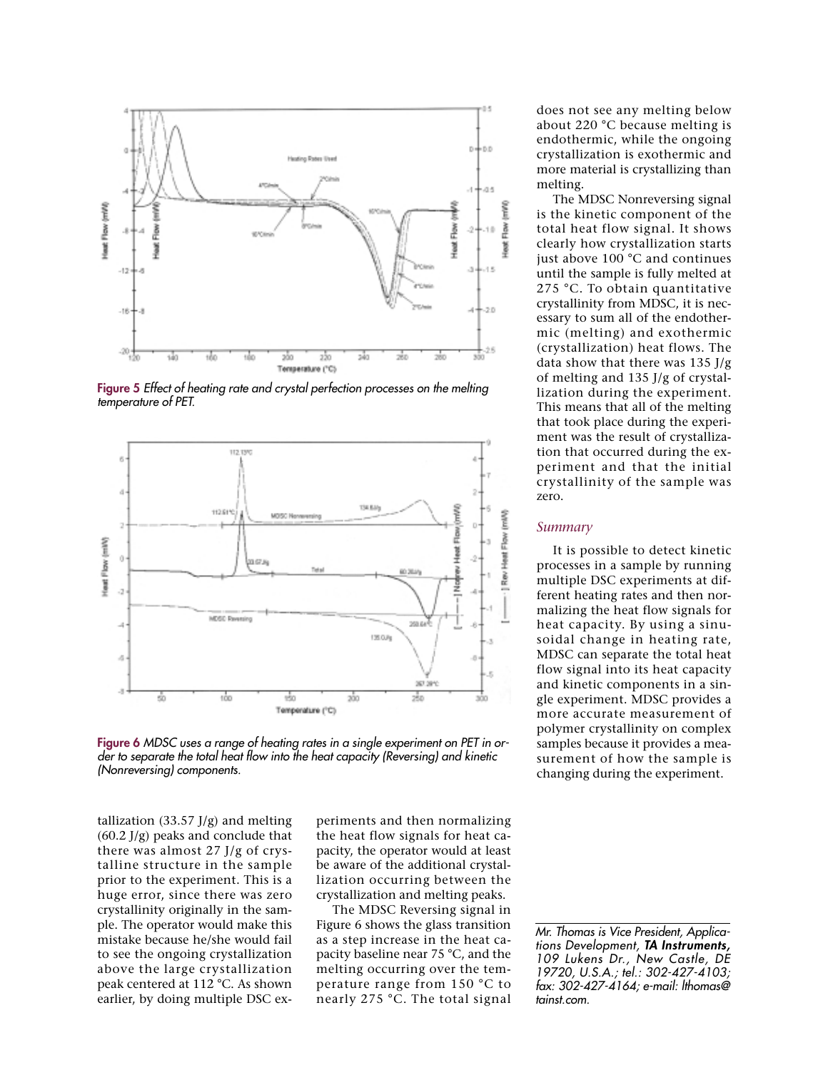Heat Flow (mW)

Heat Flow (mW)

Heating Rates Used

4°C/min

2°C/min

10°C/min

10°C/min

8°C/min

8°C/min

4°C/min

2°C/min

Temperature (°C)

**Figure 5** *Effect of heating rate and crystal perfection processes on the melting temperature of PET.*

112.13°C

112.61°C

MDSC Nonreversing

134.6J/g

33.57J/g

Total

60.20J/g

MDSC Reversing

250.64°C

135.0J/g

257.28°C

Heat Flow (mW)

[ ——— ] Nonrev Heat Flow (mW)

[ ——— ] Rev Heat Flow (mW)

Temperature (°C)

**Figure 6** *MDSC uses a range of heating rates in a single experiment on PET in order to separate the total heat flow into the heat capacity (Reversing) and kinetic (Nonreversing) components.*

tallization (33.57 J/g) and melting (60.2 J/g) peaks and conclude that there was almost 27 J/g of crystalline structure in the sample prior to the experiment. This is a huge error, since there was zero crystallinity originally in the sample. The operator would make this mistake because he/she would fail to see the ongoing crystallization above the large crystallization peak centered at 112 °C. As shown earlier, by doing multiple DSC experiments and then normalizing the heat flow signals for heat capacity, the operator would at least be aware of the additional crystallization occurring between the crystallization and melting peaks.

The MDSC Reversing signal in Figure 6 shows the glass transition as a step increase in the heat capacity baseline near 75 °C, and the melting occurring over the temperature range from 150 °C to nearly 275 °C. The total signal does not see any melting below about 220 °C because melting is endothermic, while the ongoing crystallization is exothermic and more material is crystallizing than melting.

The MDSC Nonreversing signal is the kinetic component of the total heat flow signal. It shows clearly how crystallization starts just above 100 °C and continues until the sample is fully melted at 275 °C. To obtain quantitative crystallinity from MDSC, it is necessary to sum all of the endothermic (melting) and exothermic (crystallization) heat flows. The data show that there was 135 J/g of melting and 135 J/g of crystallization during the experiment. This means that all of the melting that took place during the experiment was the result of crystallization that occurred during the experiment and that the initial crystallinity of the sample was zero.

## *Summary*

It is possible to detect kinetic processes in a sample by running multiple DSC experiments at different heating rates and then normalizing the heat flow signals for heat capacity. By using a sinusoidal change in heating rate, MDSC can separate the total heat flow signal into its heat capacity and kinetic components in a single experiment. MDSC provides a more accurate measurement of polymer crystallinity on complex samples because it provides a measurement of how the sample is changing during the experiment.

*Mr. Thomas is Vice President, Applications Development,* ***TA Instruments,*** *109 Lukens Dr., New Castle, DE 19720, U.S.A.; tel.: 302-427-4103; fax: 302-427-4164; e-mail: lthomas@tainst.com.*